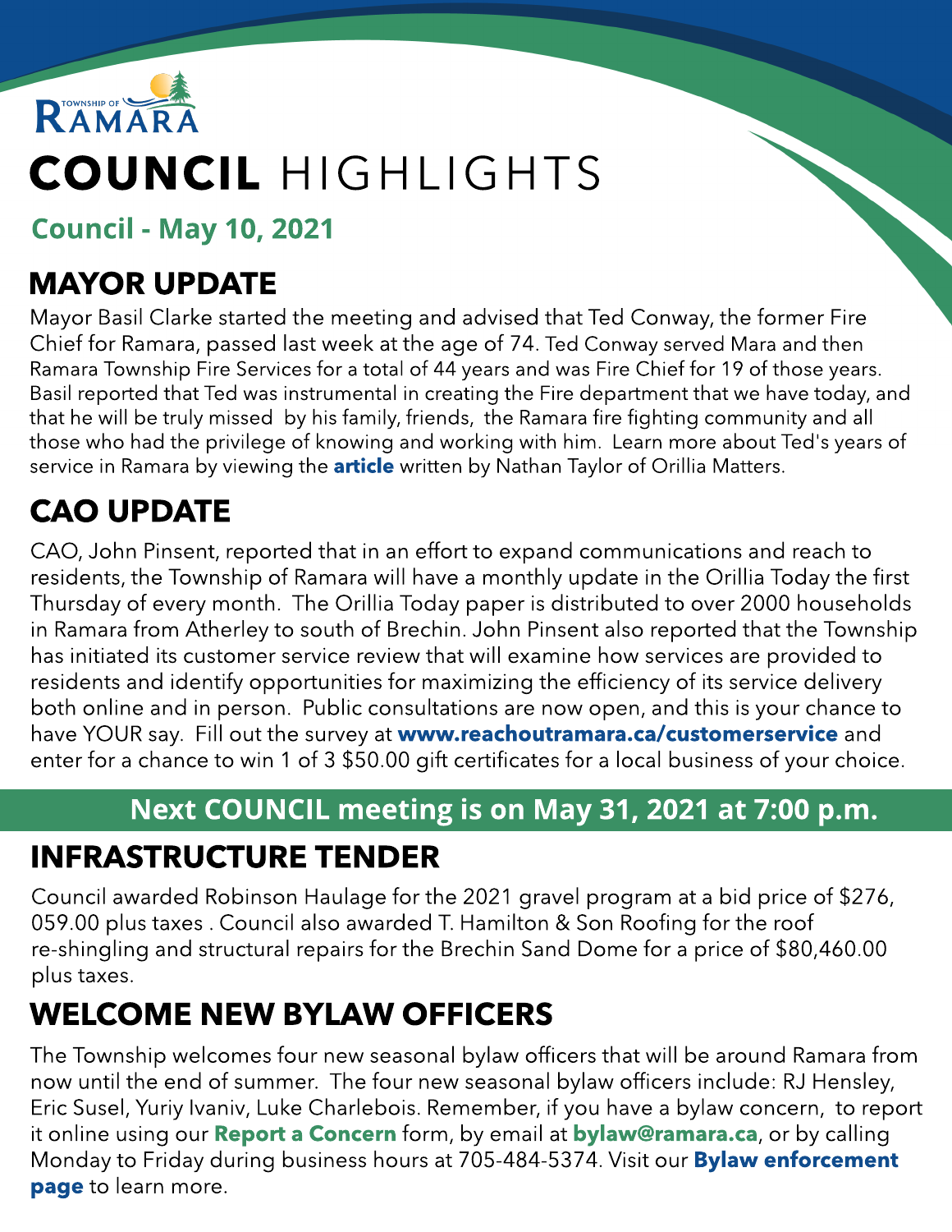TOWNSHIP OF RAMARA

# COUNCIL HIGHLIGHTS

**Council - May 10, 2021**

## MAYOR UPDATE

Mayor Basil Clarke started the meeting and advised that Ted Conway, the former Fire Chief for Ramara, passed last week at the age of 74. Ted Conway served Mara and then Ramara Township Fire Services for a total of 44 years and was Fire Chief for 19 of those years. Basil reported that Ted was instrumental in creating the Fire department that we have today, and that he will be truly missed by his family, friends, the Ramara fire fighting community and all those who had the privilege of knowing and working with him. Learn more about Ted's years of service in Ramara by viewing the **article** written by Nathan Taylor of Orillia Matters.

## CAO UPDATE

CAO, John Pinsent, reported that in an effort to expand communications and reach to residents, the Township of Ramara will have a monthly update in the Orillia Today the first Thursday of every month. The Orillia Today paper is distributed to over 2000 households in Ramara from Atherley to south of Brechin. John Pinsent also reported that the Township has initiated its customer service review that will examine how services are provided to residents and identify opportunities for maximizing the efficiency of its service delivery both online and in person. Public consultations are now open, and this is your chance to have YOUR say. Fill out the survey at **www.reachoutramara.ca/customerservice** and enter for a chance to win 1 of 3 $50.00 gift certificates for a local business of your choice.

**Next COUNCIL meeting is on May 31, 2021 at 7:00 p.m.**

## INFRASTRUCTURE TENDER

Council awarded Robinson Haulage for the 2021 gravel program at a bid price of $276, 059.00 plus taxes . Council also awarded T. Hamilton & Son Roofing for the roof re-shingling and structural repairs for the Brechin Sand Dome for a price of $80,460.00 plus taxes.

## WELCOME NEW BYLAW OFFICERS

The Township welcomes four new seasonal bylaw officers that will be around Ramara from now until the end of summer. The four new seasonal bylaw officers include: RJ Hensley, Eric Susel, Yuriy Ivaniv, Luke Charlebois. Remember, if you have a bylaw concern, to report it online using our **Report a Concern** form, by email at **bylaw@ramara.ca**, or by calling Monday to Friday during business hours at 705-484-5374. Visit our **Bylaw enforcement page** to learn more.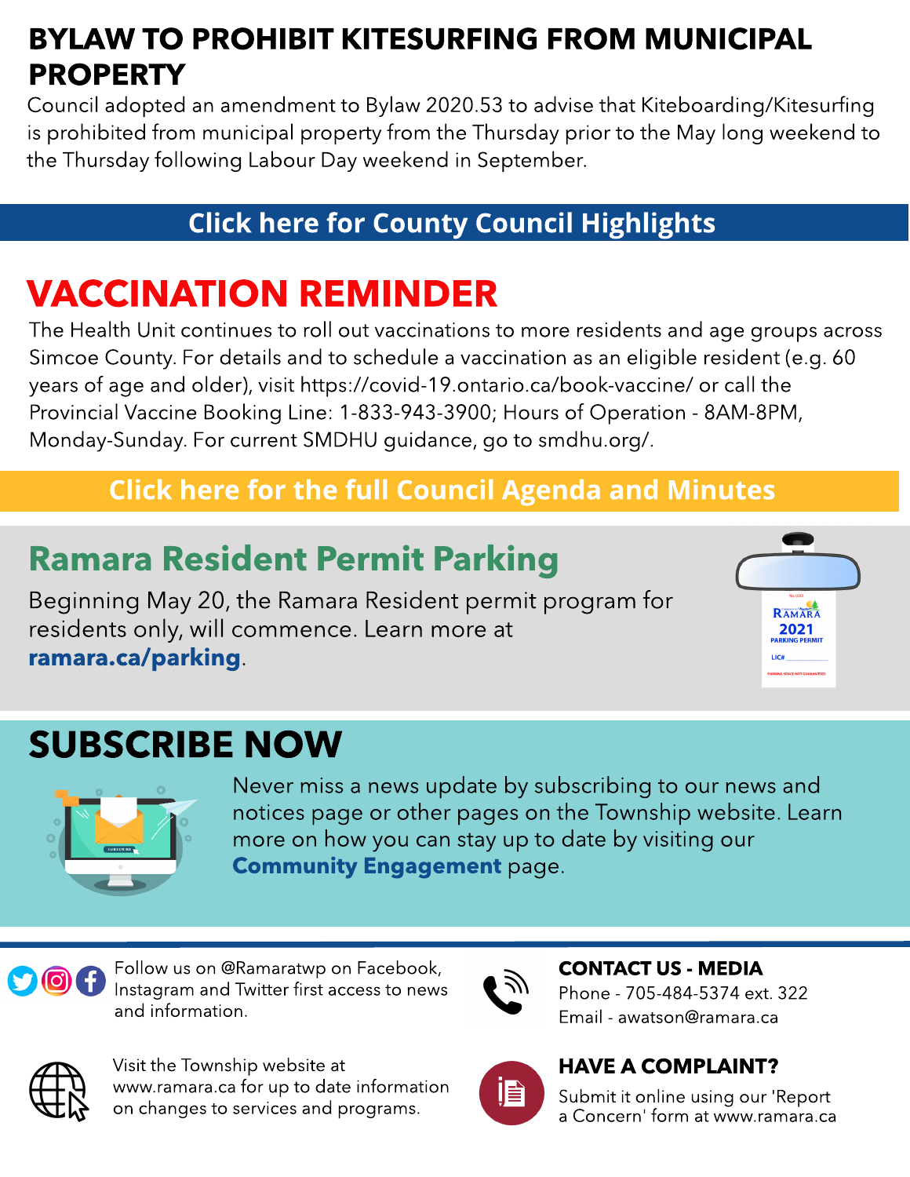## BYLAW TO PROHIBIT KITESURFING FROM MUNICIPAL PROPERTY

Council adopted an amendment to Bylaw 2020.53 to advise that Kiteboarding/Kitesurfing is prohibited from municipal property from the Thursday prior to the May long weekend to the Thursday following Labour Day weekend in September.

**Click here for County Council Highlights**

## VACCINATION REMINDER

The Health Unit continues to roll out vaccinations to more residents and age groups across Simcoe County. For details and to schedule a vaccination as an eligible resident (e.g. 60 years of age and older), visit https://covid-19.ontario.ca/book-vaccine/ or call the Provincial Vaccine Booking Line: 1-833-943-3900; Hours of Operation - 8AM-8PM, Monday-Sunday. For current SMDHU guidance, go to smdhu.org/.

**Click here for the full Council Agenda and Minutes**

## Ramara Resident Permit Parking

Beginning May 20, the Ramara Resident permit program for residents only, will commence. Learn more at **ramara.ca/parking**.

## SUBSCRIBE NOW

Never miss a news update by subscribing to our news and notices page or other pages on the Township website. Learn more on how you can stay up to date by visiting our **Community Engagement** page.

Follow us on @Ramaratwp on Facebook, Instagram and Twitter first access to news and information.

Visit the Township website at www.ramara.ca for up to date information on changes to services and programs.

### CONTACT US - MEDIA

Phone - 705-484-5374 ext. 322
Email - awatson@ramara.ca

### HAVE A COMPLAINT?

Submit it online using our 'Report a Concern' form at www.ramara.ca